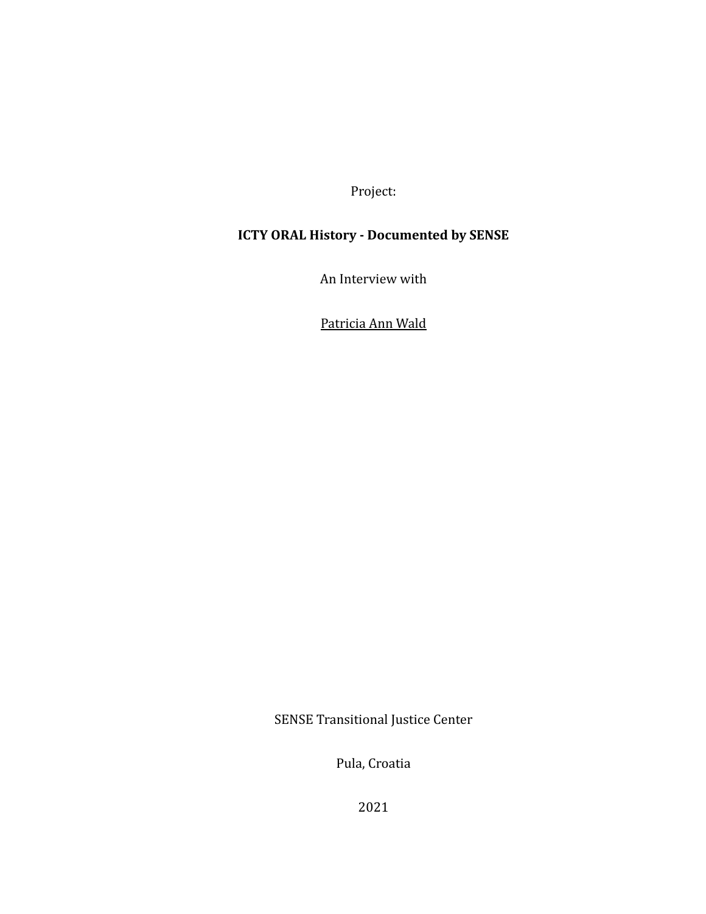Project:

**ICTY ORAL History - Documented by SENSE**

An Interview with

Patricia Ann Wald

SENSE Transitional Justice Center

Pula, Croatia

2021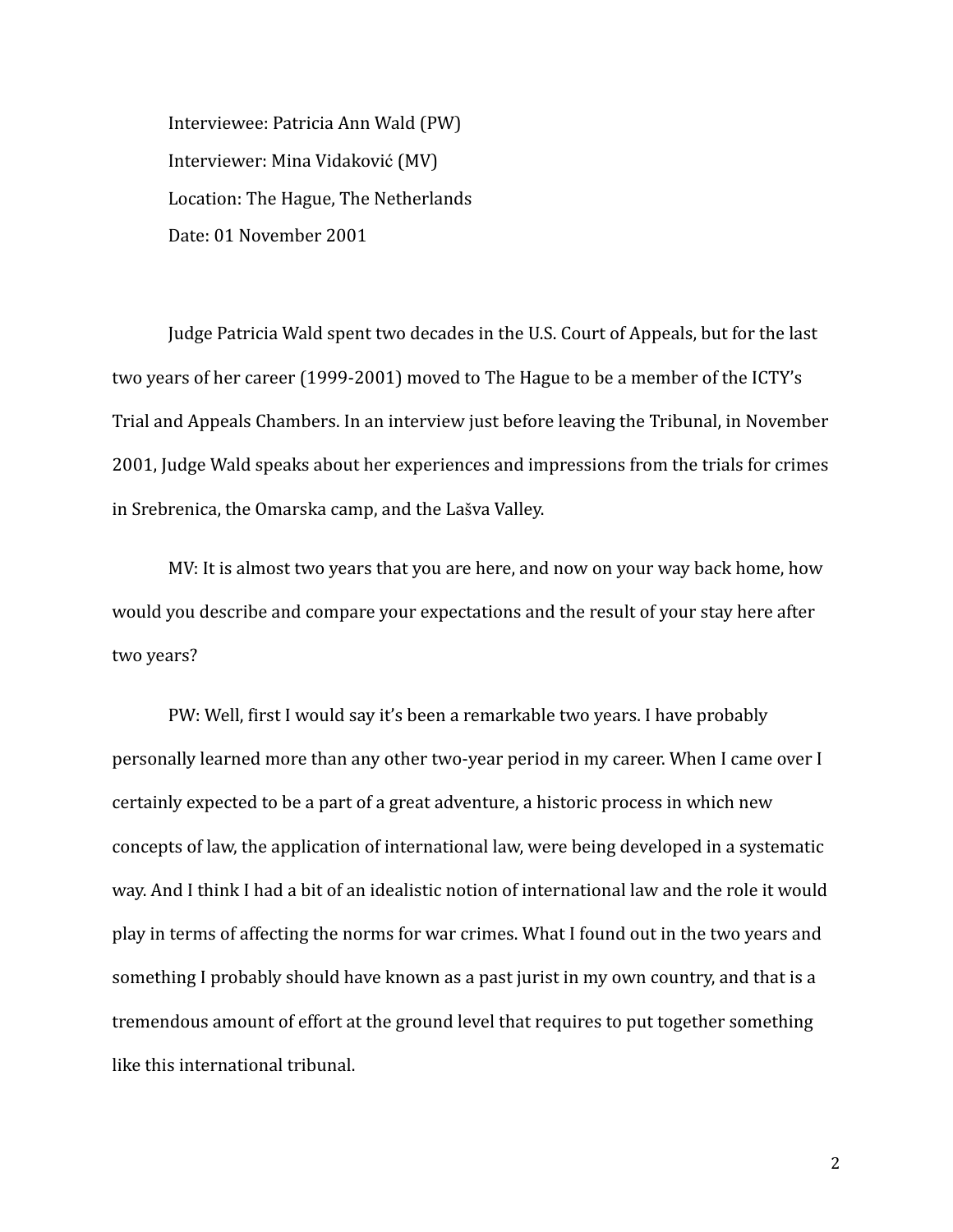Interviewee: Patricia Ann Wald (PW)

Interviewer: Mina Vidaković (MV)

Location: The Hague, The Netherlands

Date: 01 November 2001

Judge Patricia Wald spent two decades in the U.S. Court of Appeals, but for the last two years of her career (1999-2001) moved to The Hague to be a member of the ICTY's Trial and Appeals Chambers. In an interview just before leaving the Tribunal, in November 2001, Judge Wald speaks about her experiences and impressions from the trials for crimes in Srebrenica, the Omarska camp, and the Lašva Valley.

MV: It is almost two years that you are here, and now on your way back home, how would you describe and compare your expectations and the result of your stay here after two years?

PW: Well, first I would say it's been a remarkable two years. I have probably personally learned more than any other two-year period in my career. When I came over I certainly expected to be a part of a great adventure, a historic process in which new concepts of law, the application of international law, were being developed in a systematic way. And I think I had a bit of an idealistic notion of international law and the role it would play in terms of affecting the norms for war crimes. What I found out in the two years and something I probably should have known as a past jurist in my own country, and that is a tremendous amount of effort at the ground level that requires to put together something like this international tribunal.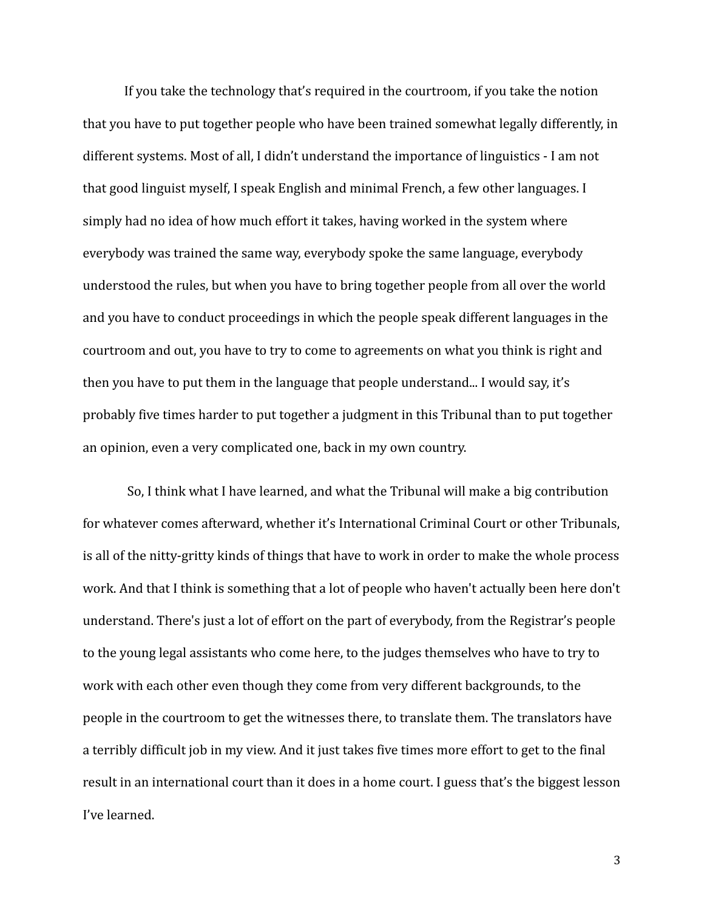If you take the technology that's required in the courtroom, if you take the notion that you have to put together people who have been trained somewhat legally differently, in different systems. Most of all, I didn't understand the importance of linguistics - I am not that good linguist myself, I speak English and minimal French, a few other languages. I simply had no idea of how much effort it takes, having worked in the system where everybody was trained the same way, everybody spoke the same language, everybody understood the rules, but when you have to bring together people from all over the world and you have to conduct proceedings in which the people speak different languages in the courtroom and out, you have to try to come to agreements on what you think is right and then you have to put them in the language that people understand... I would say, it's probably five times harder to put together a judgment in this Tribunal than to put together an opinion, even a very complicated one, back in my own country.

So, I think what I have learned, and what the Tribunal will make a big contribution for whatever comes afterward, whether it's International Criminal Court or other Tribunals, is all of the nitty-gritty kinds of things that have to work in order to make the whole process work. And that I think is something that a lot of people who haven't actually been here don't understand. There's just a lot of effort on the part of everybody, from the Registrar's people to the young legal assistants who come here, to the judges themselves who have to try to work with each other even though they come from very different backgrounds, to the people in the courtroom to get the witnesses there, to translate them. The translators have a terribly difficult job in my view. And it just takes five times more effort to get to the final result in an international court than it does in a home court. I guess that's the biggest lesson I've learned.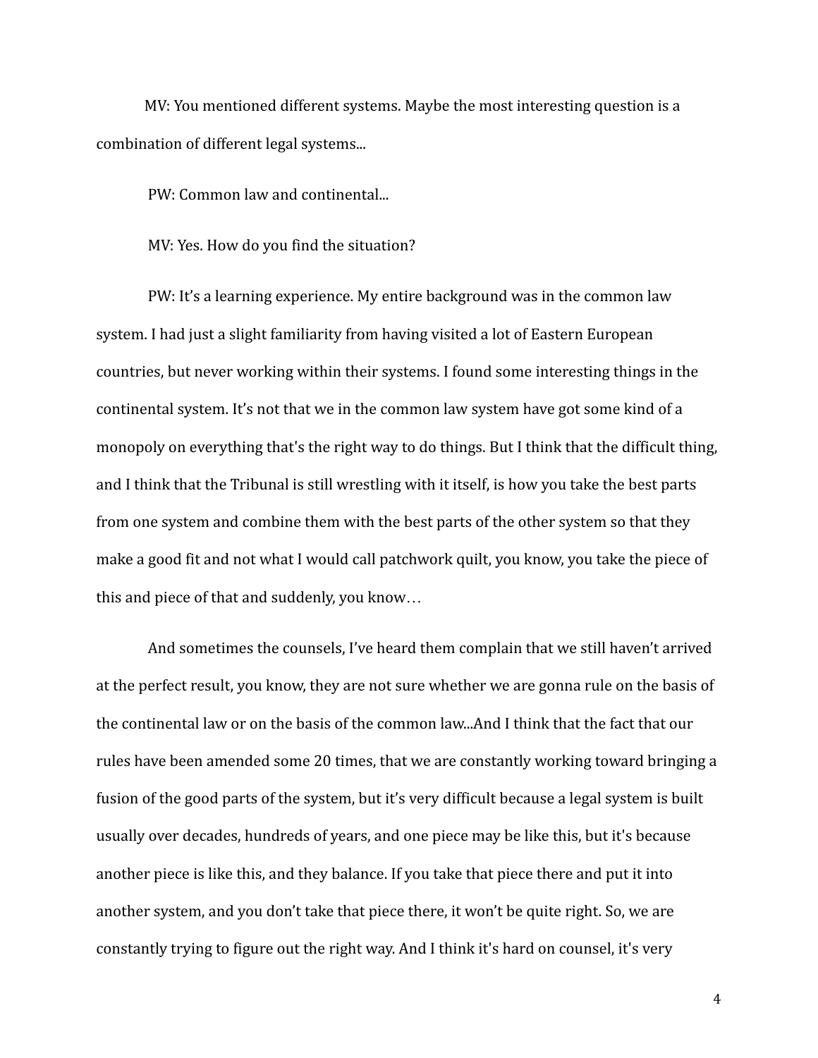MV: You mentioned different systems. Maybe the most interesting question is a combination of different legal systems...

PW: Common law and continental...

MV: Yes. How do you find the situation?

PW: It's a learning experience. My entire background was in the common law system. I had just a slight familiarity from having visited a lot of Eastern European countries, but never working within their systems. I found some interesting things in the continental system. It's not that we in the common law system have got some kind of a monopoly on everything that's the right way to do things. But I think that the difficult thing, and I think that the Tribunal is still wrestling with it itself, is how you take the best parts from one system and combine them with the best parts of the other system so that they make a good fit and not what I would call patchwork quilt, you know, you take the piece of this and piece of that and suddenly, you know…

And sometimes the counsels, I've heard them complain that we still haven't arrived at the perfect result, you know, they are not sure whether we are gonna rule on the basis of the continental law or on the basis of the common law...And I think that the fact that our rules have been amended some 20 times, that we are constantly working toward bringing a fusion of the good parts of the system, but it's very difficult because a legal system is built usually over decades, hundreds of years, and one piece may be like this, but it's because another piece is like this, and they balance. If you take that piece there and put it into another system, and you don't take that piece there, it won't be quite right. So, we are constantly trying to figure out the right way. And I think it's hard on counsel, it's very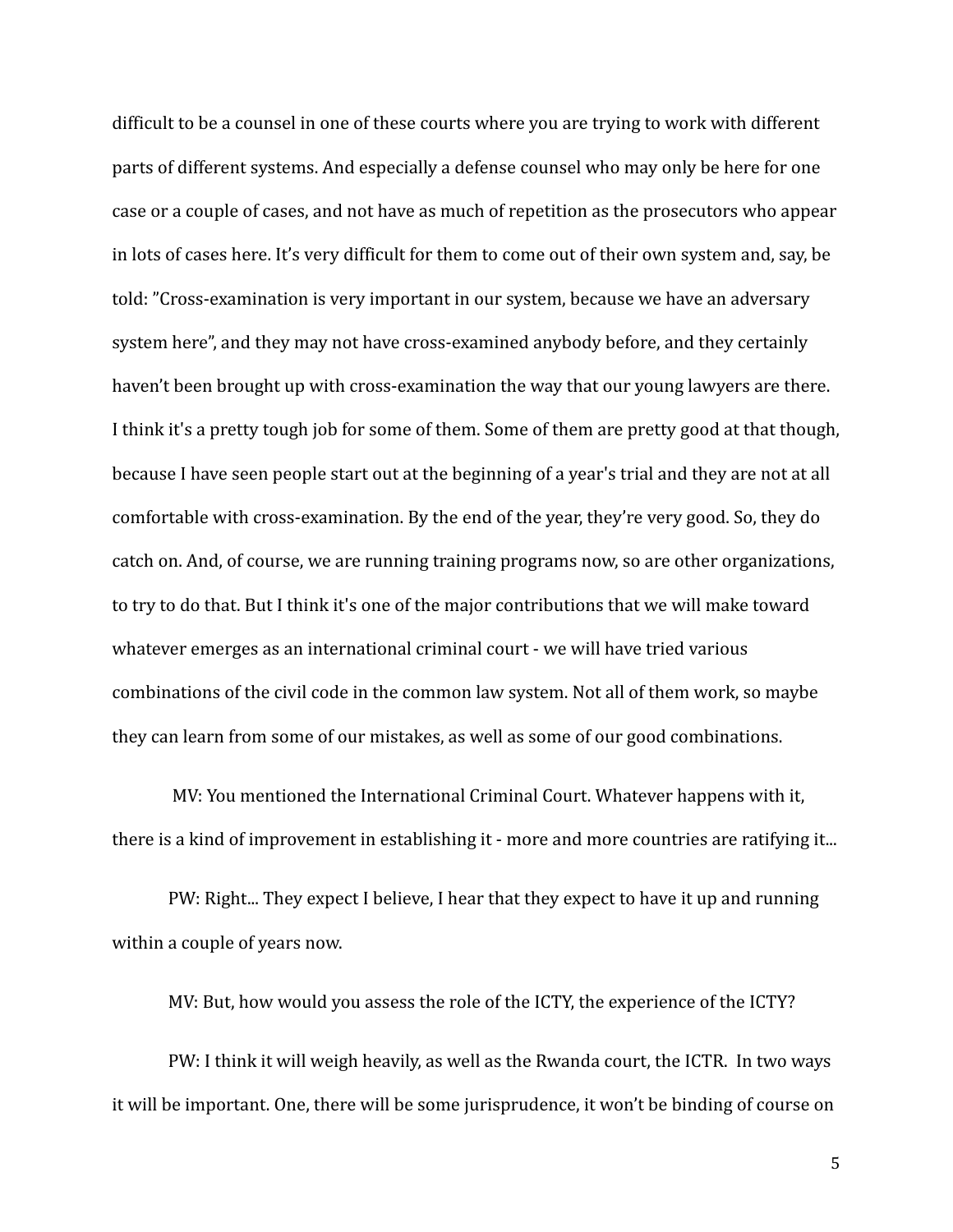difficult to be a counsel in one of these courts where you are trying to work with different parts of different systems. And especially a defense counsel who may only be here for one case or a couple of cases, and not have as much of repetition as the prosecutors who appear in lots of cases here. It's very difficult for them to come out of their own system and, say, be told: "Cross-examination is very important in our system, because we have an adversary system here", and they may not have cross-examined anybody before, and they certainly haven't been brought up with cross-examination the way that our young lawyers are there. I think it's a pretty tough job for some of them. Some of them are pretty good at that though, because I have seen people start out at the beginning of a year's trial and they are not at all comfortable with cross-examination. By the end of the year, they're very good. So, they do catch on. And, of course, we are running training programs now, so are other organizations, to try to do that. But I think it's one of the major contributions that we will make toward whatever emerges as an international criminal court - we will have tried various combinations of the civil code in the common law system. Not all of them work, so maybe they can learn from some of our mistakes, as well as some of our good combinations.

MV: You mentioned the International Criminal Court. Whatever happens with it, there is a kind of improvement in establishing it - more and more countries are ratifying it...

PW: Right... They expect I believe, I hear that they expect to have it up and running within a couple of years now.

MV: But, how would you assess the role of the ICTY, the experience of the ICTY?

PW: I think it will weigh heavily, as well as the Rwanda court, the ICTR. In two ways it will be important. One, there will be some jurisprudence, it won't be binding of course on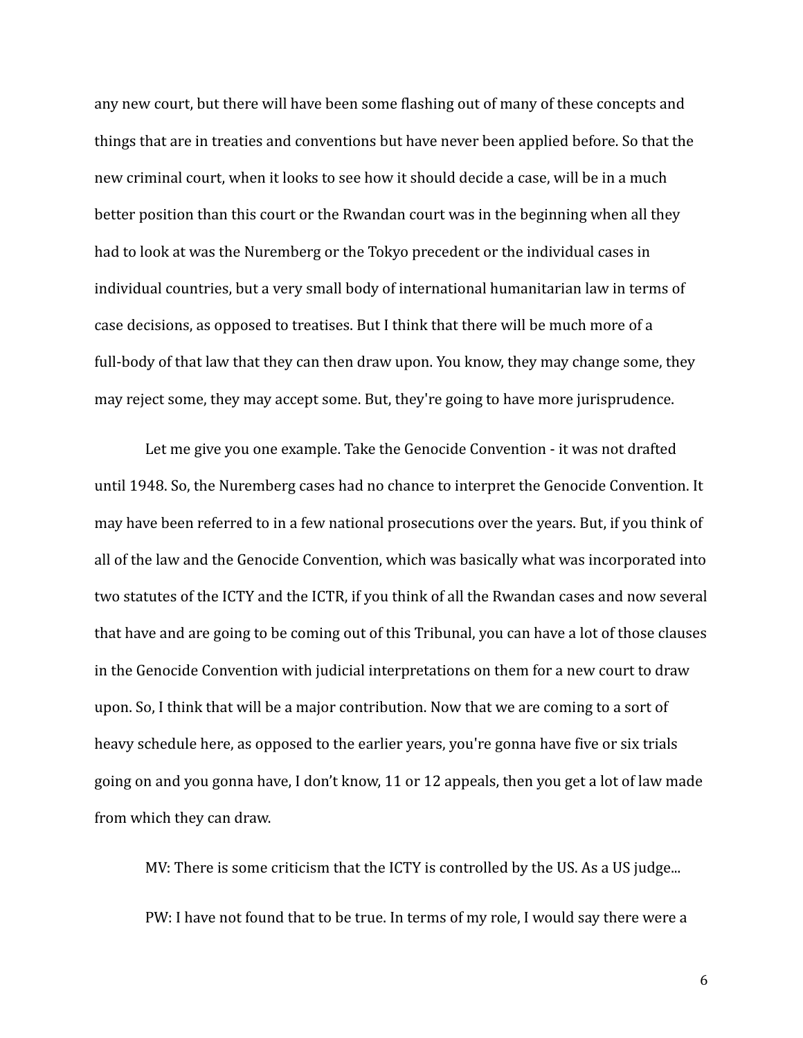any new court, but there will have been some flashing out of many of these concepts and things that are in treaties and conventions but have never been applied before. So that the new criminal court, when it looks to see how it should decide a case, will be in a much better position than this court or the Rwandan court was in the beginning when all they had to look at was the Nuremberg or the Tokyo precedent or the individual cases in individual countries, but a very small body of international humanitarian law in terms of case decisions, as opposed to treatises. But I think that there will be much more of a full-body of that law that they can then draw upon. You know, they may change some, they may reject some, they may accept some. But, they're going to have more jurisprudence.

Let me give you one example. Take the Genocide Convention - it was not drafted until 1948. So, the Nuremberg cases had no chance to interpret the Genocide Convention. It may have been referred to in a few national prosecutions over the years. But, if you think of all of the law and the Genocide Convention, which was basically what was incorporated into two statutes of the ICTY and the ICTR, if you think of all the Rwandan cases and now several that have and are going to be coming out of this Tribunal, you can have a lot of those clauses in the Genocide Convention with judicial interpretations on them for a new court to draw upon. So, I think that will be a major contribution. Now that we are coming to a sort of heavy schedule here, as opposed to the earlier years, you're gonna have five or six trials going on and you gonna have, I don't know, 11 or 12 appeals, then you get a lot of law made from which they can draw.

MV: There is some criticism that the ICTY is controlled by the US. As a US judge...

PW: I have not found that to be true. In terms of my role, I would say there were a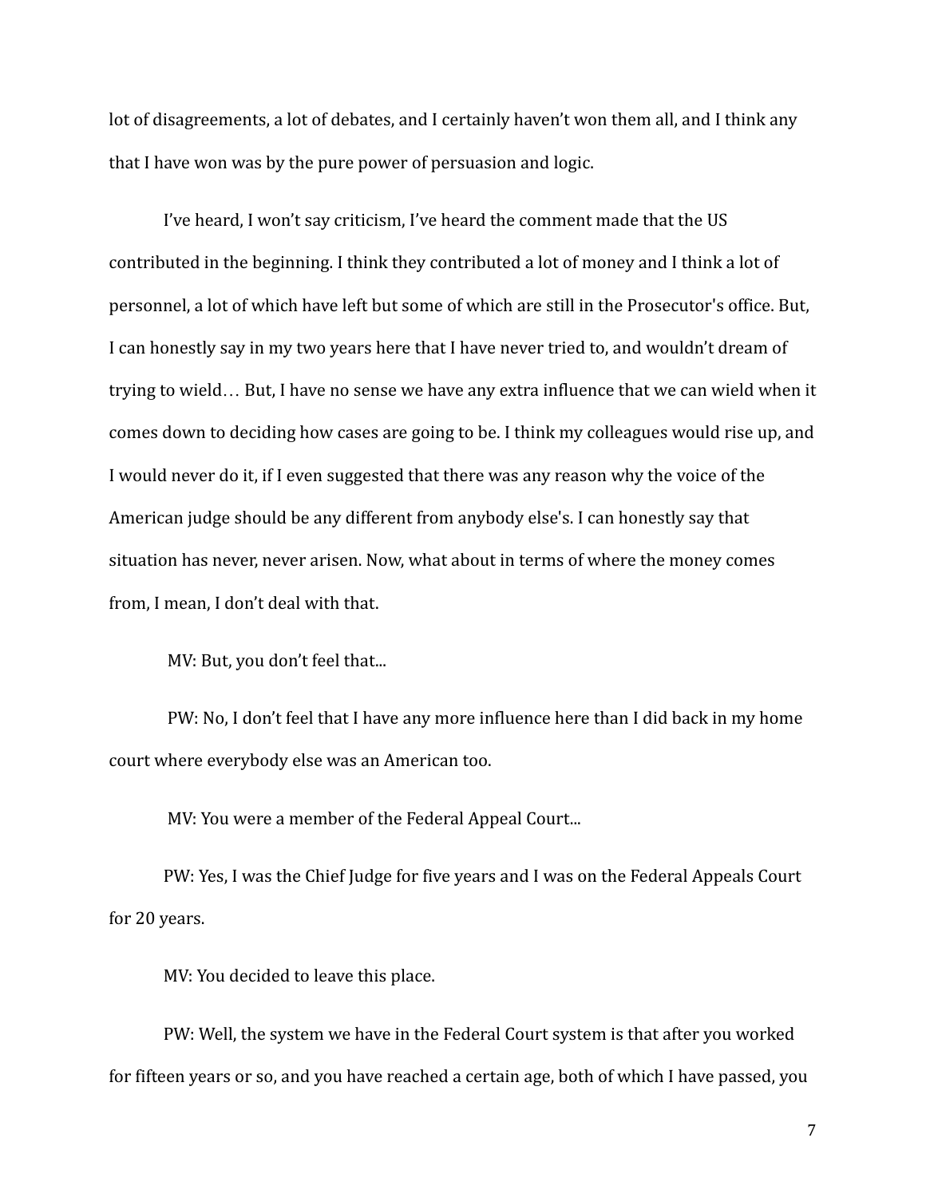lot of disagreements, a lot of debates, and I certainly haven't won them all, and I think any that I have won was by the pure power of persuasion and logic.

I've heard, I won't say criticism, I've heard the comment made that the US contributed in the beginning. I think they contributed a lot of money and I think a lot of personnel, a lot of which have left but some of which are still in the Prosecutor's office. But, I can honestly say in my two years here that I have never tried to, and wouldn't dream of trying to wield… But, I have no sense we have any extra influence that we can wield when it comes down to deciding how cases are going to be. I think my colleagues would rise up, and I would never do it, if I even suggested that there was any reason why the voice of the American judge should be any different from anybody else's. I can honestly say that situation has never, never arisen. Now, what about in terms of where the money comes from, I mean, I don't deal with that.

MV: But, you don't feel that...

PW: No, I don't feel that I have any more influence here than I did back in my home court where everybody else was an American too.

MV: You were a member of the Federal Appeal Court...

PW: Yes, I was the Chief Judge for five years and I was on the Federal Appeals Court for 20 years.

MV: You decided to leave this place.

PW: Well, the system we have in the Federal Court system is that after you worked for fifteen years or so, and you have reached a certain age, both of which I have passed, you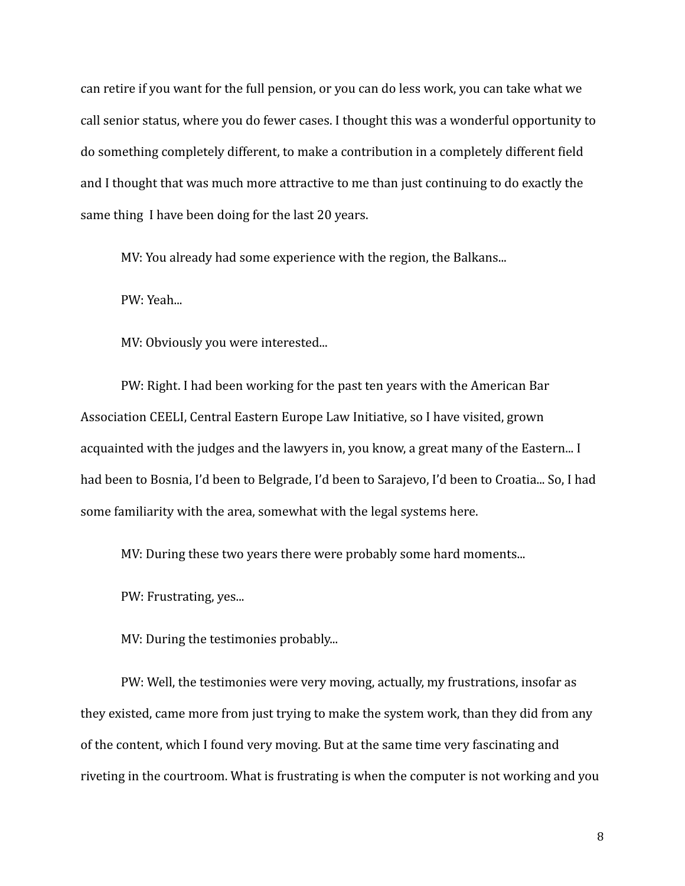can retire if you want for the full pension, or you can do less work, you can take what we call senior status, where you do fewer cases. I thought this was a wonderful opportunity to do something completely different, to make a contribution in a completely different field and I thought that was much more attractive to me than just continuing to do exactly the same thing I have been doing for the last 20 years.

MV: You already had some experience with the region, the Balkans...

PW: Yeah...

MV: Obviously you were interested...

PW: Right. I had been working for the past ten years with the American Bar Association CEELI, Central Eastern Europe Law Initiative, so I have visited, grown acquainted with the judges and the lawyers in, you know, a great many of the Eastern... I had been to Bosnia, I'd been to Belgrade, I'd been to Sarajevo, I'd been to Croatia... So, I had some familiarity with the area, somewhat with the legal systems here.

MV: During these two years there were probably some hard moments...

PW: Frustrating, yes...

MV: During the testimonies probably...

PW: Well, the testimonies were very moving, actually, my frustrations, insofar as they existed, came more from just trying to make the system work, than they did from any of the content, which I found very moving. But at the same time very fascinating and riveting in the courtroom. What is frustrating is when the computer is not working and you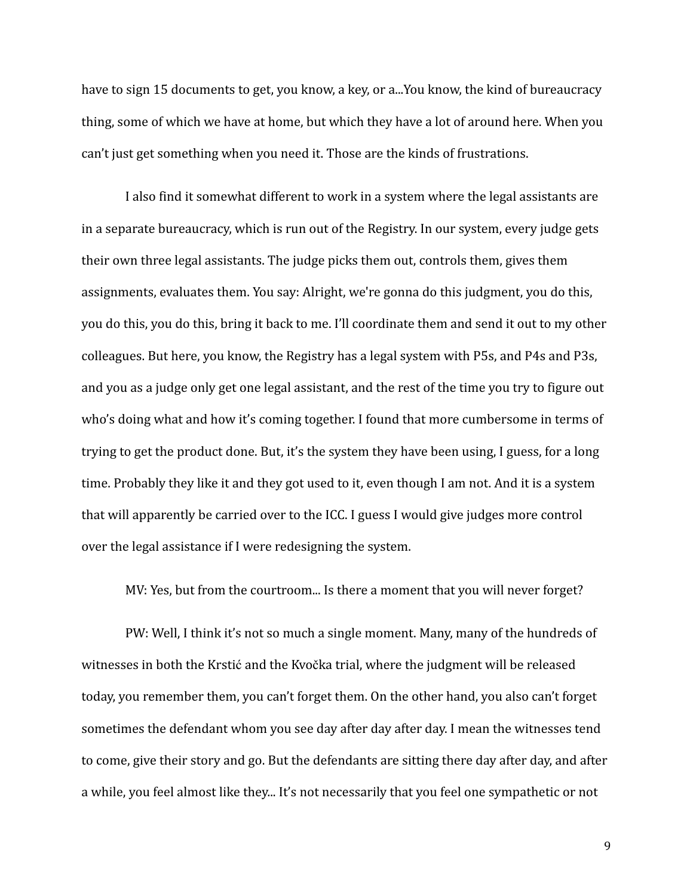have to sign 15 documents to get, you know, a key, or a...You know, the kind of bureaucracy thing, some of which we have at home, but which they have a lot of around here. When you can't just get something when you need it. Those are the kinds of frustrations.

I also find it somewhat different to work in a system where the legal assistants are in a separate bureaucracy, which is run out of the Registry. In our system, every judge gets their own three legal assistants. The judge picks them out, controls them, gives them assignments, evaluates them. You say: Alright, we're gonna do this judgment, you do this, you do this, you do this, bring it back to me. I'll coordinate them and send it out to my other colleagues. But here, you know, the Registry has a legal system with P5s, and P4s and P3s, and you as a judge only get one legal assistant, and the rest of the time you try to figure out who's doing what and how it's coming together. I found that more cumbersome in terms of trying to get the product done. But, it's the system they have been using, I guess, for a long time. Probably they like it and they got used to it, even though I am not. And it is a system that will apparently be carried over to the ICC. I guess I would give judges more control over the legal assistance if I were redesigning the system.

MV: Yes, but from the courtroom... Is there a moment that you will never forget?

PW: Well, I think it's not so much a single moment. Many, many of the hundreds of witnesses in both the Krstić and the Kvočka trial, where the judgment will be released today, you remember them, you can't forget them. On the other hand, you also can't forget sometimes the defendant whom you see day after day after day. I mean the witnesses tend to come, give their story and go. But the defendants are sitting there day after day, and after a while, you feel almost like they... It's not necessarily that you feel one sympathetic or not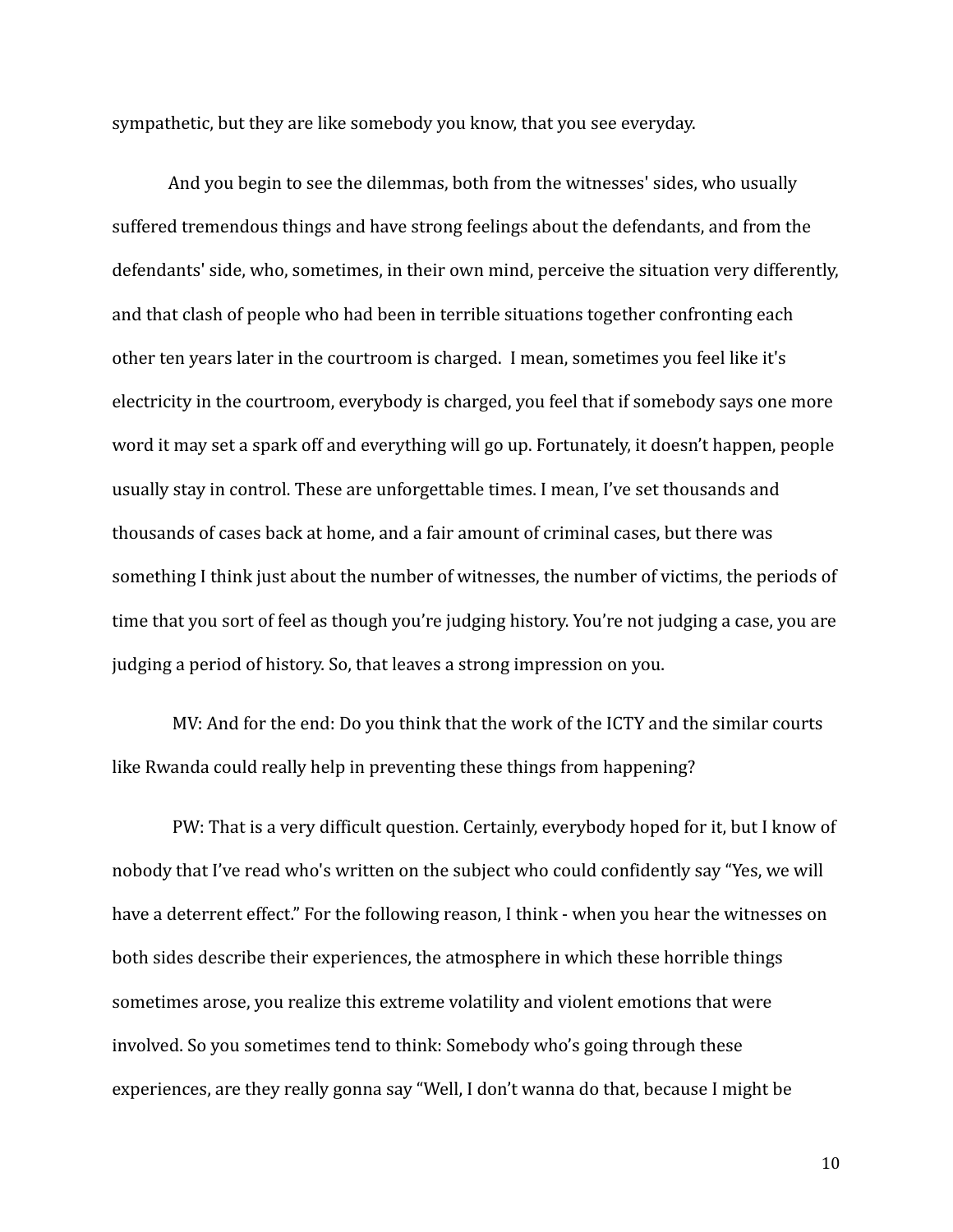sympathetic, but they are like somebody you know, that you see everyday.

And you begin to see the dilemmas, both from the witnesses' sides, who usually suffered tremendous things and have strong feelings about the defendants, and from the defendants' side, who, sometimes, in their own mind, perceive the situation very differently, and that clash of people who had been in terrible situations together confronting each other ten years later in the courtroom is charged.  I mean, sometimes you feel like it's electricity in the courtroom, everybody is charged, you feel that if somebody says one more word it may set a spark off and everything will go up. Fortunately, it doesn't happen, people usually stay in control. These are unforgettable times. I mean, I've set thousands and thousands of cases back at home, and a fair amount of criminal cases, but there was something I think just about the number of witnesses, the number of victims, the periods of time that you sort of feel as though you're judging history. You're not judging a case, you are judging a period of history. So, that leaves a strong impression on you.

MV: And for the end: Do you think that the work of the ICTY and the similar courts like Rwanda could really help in preventing these things from happening?

PW: That is a very difficult question. Certainly, everybody hoped for it, but I know of nobody that I've read who's written on the subject who could confidently say "Yes, we will have a deterrent effect." For the following reason, I think - when you hear the witnesses on both sides describe their experiences, the atmosphere in which these horrible things sometimes arose, you realize this extreme volatility and violent emotions that were involved. So you sometimes tend to think: Somebody who's going through these experiences, are they really gonna say "Well, I don't wanna do that, because I might be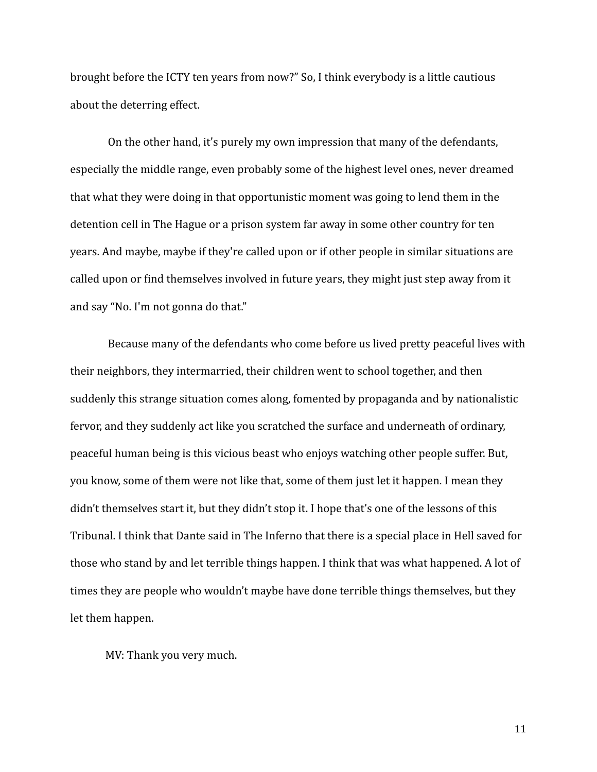brought before the ICTY ten years from now?" So, I think everybody is a little cautious about the deterring effect.

On the other hand, it's purely my own impression that many of the defendants, especially the middle range, even probably some of the highest level ones, never dreamed that what they were doing in that opportunistic moment was going to lend them in the detention cell in The Hague or a prison system far away in some other country for ten years. And maybe, maybe if they're called upon or if other people in similar situations are called upon or find themselves involved in future years, they might just step away from it and say "No. I'm not gonna do that."

Because many of the defendants who come before us lived pretty peaceful lives with their neighbors, they intermarried, their children went to school together, and then suddenly this strange situation comes along, fomented by propaganda and by nationalistic fervor, and they suddenly act like you scratched the surface and underneath of ordinary, peaceful human being is this vicious beast who enjoys watching other people suffer. But, you know, some of them were not like that, some of them just let it happen. I mean they didn't themselves start it, but they didn't stop it. I hope that's one of the lessons of this Tribunal. I think that Dante said in The Inferno that there is a special place in Hell saved for those who stand by and let terrible things happen. I think that was what happened. A lot of times they are people who wouldn't maybe have done terrible things themselves, but they let them happen.

MV: Thank you very much.